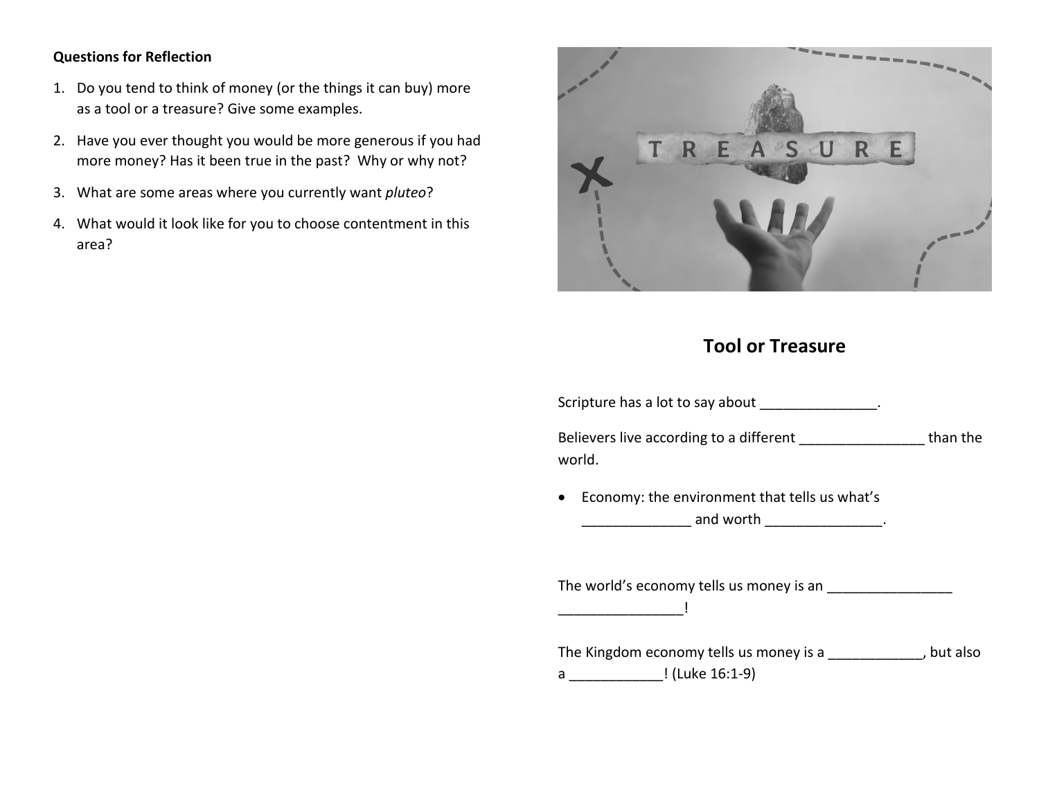**Questions for Reflection**

1. Do you tend to think of money (or the things it can buy) more as a tool or a treasure? Give some examples.
2. Have you ever thought you would be more generous if you had more money? Has it been true in the past? Why or why not?
3. What are some areas where you currently want *pluteo*?
4. What would it look like for you to choose contentment in this area?

## Tool or Treasure

Scripture has a lot to say about _______________.

Believers live according to a different ________________ than the world.

- Economy: the environment that tells us what's ______________ and worth _______________.

The world's economy tells us money is an ________________ ________________!

The Kingdom economy tells us money is a ____________, but also a ____________! (Luke 16:1-9)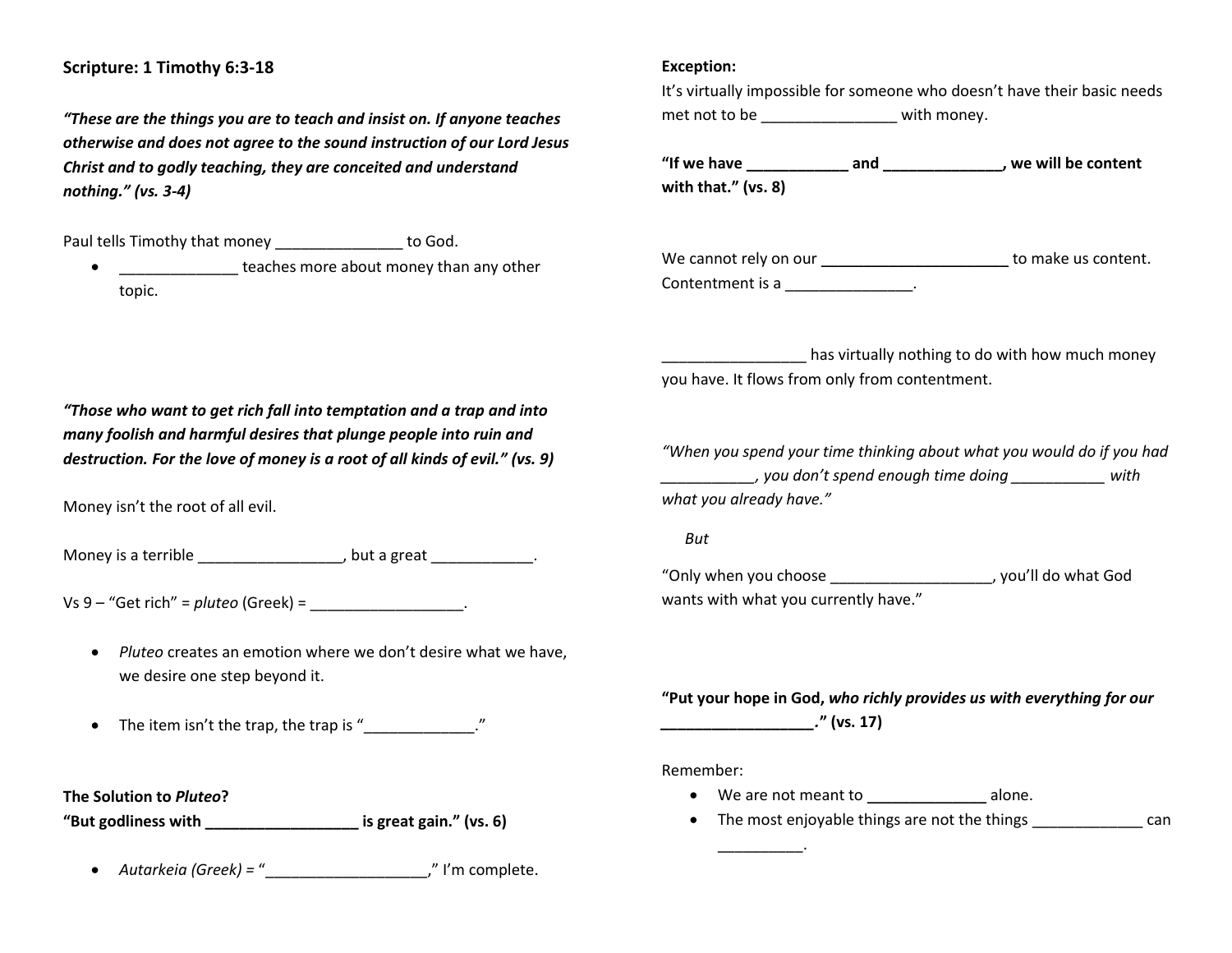**Scripture: 1 Timothy 6:3-18**

***"These are the things you are to teach and insist on. If anyone teaches otherwise and does not agree to the sound instruction of our Lord Jesus Christ and to godly teaching, they are conceited and understand nothing." (vs. 3-4)***

Paul tells Timothy that money _______________ to God.

- ______________ teaches more about money than any other topic.

***"Those who want to get rich fall into temptation and a trap and into many foolish and harmful desires that plunge people into ruin and destruction. For the love of money is a root of all kinds of evil." (vs. 9)***

Money isn't the root of all evil.

Money is a terrible _________________, but a great ____________.

Vs 9 – "Get rich" = *pluteo* (Greek) = __________________.

- *Pluteo* creates an emotion where we don't desire what we have, we desire one step beyond it.
- The item isn't the trap, the trap is "_____________."

**The Solution to *Pluteo*?**
**"But godliness with __________________ is great gain." (vs. 6)**

- *Autarkeia (Greek) = "___________________,"* I'm complete.

**Exception:**
It's virtually impossible for someone who doesn't have their basic needs met not to be ________________ with money.

**"If we have ____________ and ______________, we will be content with that." (vs. 8)**

We cannot rely on our ______________________ to make us content. Contentment is a _______________.

_________________ has virtually nothing to do with how much money you have. It flows from only from contentment.

*"When you spend your time thinking about what you would do if you had ___________, you don't spend enough time doing ___________ with what you already have."*

*But*

"Only when you choose ___________________, you'll do what God wants with what you currently have."

**"Put your hope in God, *who richly provides us with everything for our* __________________." (vs. 17)**

Remember:

- We are not meant to ______________ alone.
- The most enjoyable things are not the things _____________ can __________.